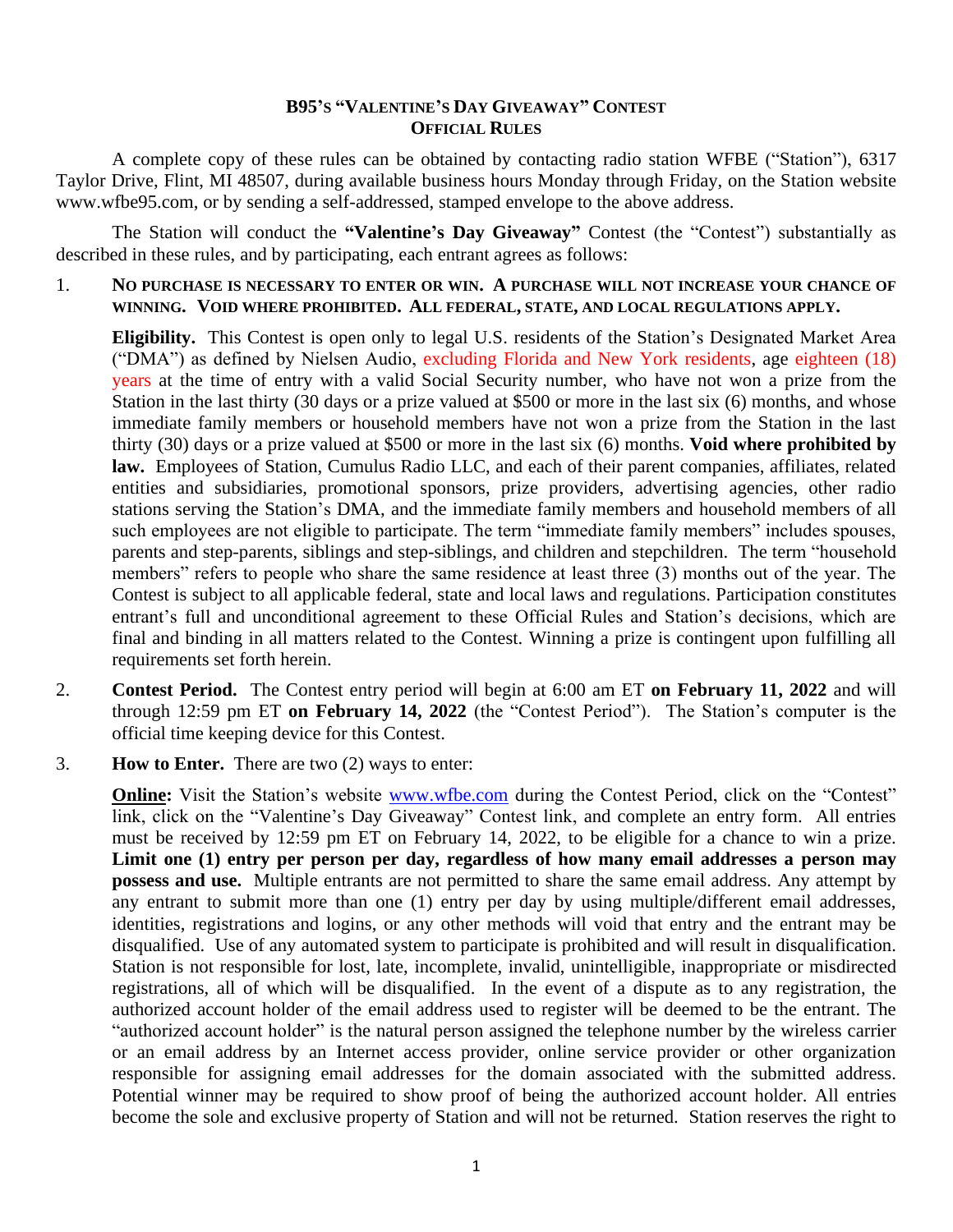# B95's "Valentine's Day Giveaway" Contest
## Official Rules

A complete copy of these rules can be obtained by contacting radio station WFBE ("Station"), 6317 Taylor Drive, Flint, MI 48507, during available business hours Monday through Friday, on the Station website www.wfbe95.com, or by sending a self-addressed, stamped envelope to the above address.

The Station will conduct the **"Valentine's Day Giveaway"** Contest (the "Contest") substantially as described in these rules, and by participating, each entrant agrees as follows:

1. **No purchase is necessary to enter or win. A purchase will not increase your chance of winning. Void where prohibited. All federal, state, and local regulations apply.**

   **Eligibility.** This Contest is open only to legal U.S. residents of the Station's Designated Market Area ("DMA") as defined by Nielsen Audio, excluding Florida and New York residents, age eighteen (18) years at the time of entry with a valid Social Security number, who have not won a prize from the Station in the last thirty (30 days or a prize valued at $500 or more in the last six (6) months, and whose immediate family members or household members have not won a prize from the Station in the last thirty (30) days or a prize valued at $500 or more in the last six (6) months. **Void where prohibited by law.** Employees of Station, Cumulus Radio LLC, and each of their parent companies, affiliates, related entities and subsidiaries, promotional sponsors, prize providers, advertising agencies, other radio stations serving the Station's DMA, and the immediate family members and household members of all such employees are not eligible to participate. The term "immediate family members" includes spouses, parents and step-parents, siblings and step-siblings, and children and stepchildren. The term "household members" refers to people who share the same residence at least three (3) months out of the year. The Contest is subject to all applicable federal, state and local laws and regulations. Participation constitutes entrant's full and unconditional agreement to these Official Rules and Station's decisions, which are final and binding in all matters related to the Contest. Winning a prize is contingent upon fulfilling all requirements set forth herein.

2. **Contest Period.** The Contest entry period will begin at 6:00 am ET **on February 11, 2022** and will through 12:59 pm ET **on February 14, 2022** (the "Contest Period"). The Station's computer is the official time keeping device for this Contest.

3. **How to Enter.** There are two (2) ways to enter:

   **Online:** Visit the Station's website www.wfbe.com during the Contest Period, click on the "Contest" link, click on the "Valentine's Day Giveaway" Contest link, and complete an entry form. All entries must be received by 12:59 pm ET on February 14, 2022, to be eligible for a chance to win a prize. **Limit one (1) entry per person per day, regardless of how many email addresses a person may possess and use.** Multiple entrants are not permitted to share the same email address. Any attempt by any entrant to submit more than one (1) entry per day by using multiple/different email addresses, identities, registrations and logins, or any other methods will void that entry and the entrant may be disqualified. Use of any automated system to participate is prohibited and will result in disqualification. Station is not responsible for lost, late, incomplete, invalid, unintelligible, inappropriate or misdirected registrations, all of which will be disqualified. In the event of a dispute as to any registration, the authorized account holder of the email address used to register will be deemed to be the entrant. The "authorized account holder" is the natural person assigned the telephone number by the wireless carrier or an email address by an Internet access provider, online service provider or other organization responsible for assigning email addresses for the domain associated with the submitted address. Potential winner may be required to show proof of being the authorized account holder. All entries become the sole and exclusive property of Station and will not be returned. Station reserves the right to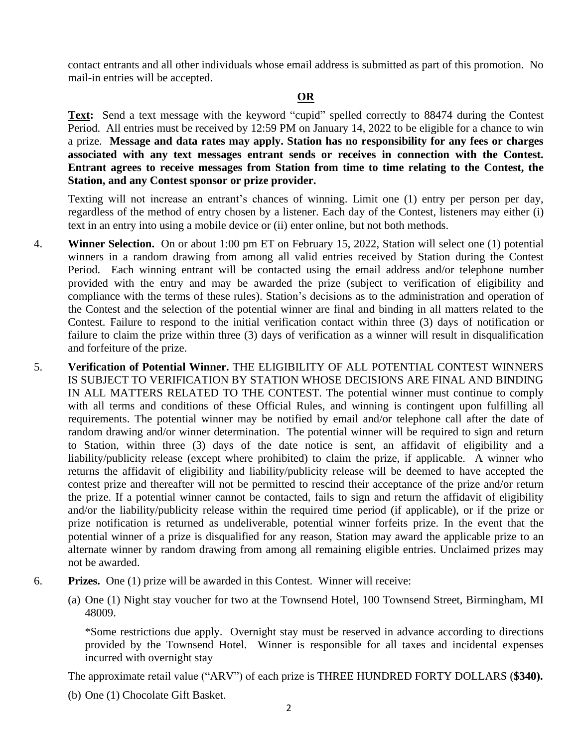contact entrants and all other individuals whose email address is submitted as part of this promotion. No mail-in entries will be accepted.

**OR**

**Text:** Send a text message with the keyword "cupid" spelled correctly to 88474 during the Contest Period. All entries must be received by 12:59 PM on January 14, 2022 to be eligible for a chance to win a prize. **Message and data rates may apply. Station has no responsibility for any fees or charges associated with any text messages entrant sends or receives in connection with the Contest. Entrant agrees to receive messages from Station from time to time relating to the Contest, the Station, and any Contest sponsor or prize provider.**

Texting will not increase an entrant's chances of winning. Limit one (1) entry per person per day, regardless of the method of entry chosen by a listener. Each day of the Contest, listeners may either (i) text in an entry into using a mobile device or (ii) enter online, but not both methods.

4. **Winner Selection.** On or about 1:00 pm ET on February 15, 2022, Station will select one (1) potential winners in a random drawing from among all valid entries received by Station during the Contest Period. Each winning entrant will be contacted using the email address and/or telephone number provided with the entry and may be awarded the prize (subject to verification of eligibility and compliance with the terms of these rules). Station's decisions as to the administration and operation of the Contest and the selection of the potential winner are final and binding in all matters related to the Contest. Failure to respond to the initial verification contact within three (3) days of notification or failure to claim the prize within three (3) days of verification as a winner will result in disqualification and forfeiture of the prize.

5. **Verification of Potential Winner.** THE ELIGIBILITY OF ALL POTENTIAL CONTEST WINNERS IS SUBJECT TO VERIFICATION BY STATION WHOSE DECISIONS ARE FINAL AND BINDING IN ALL MATTERS RELATED TO THE CONTEST. The potential winner must continue to comply with all terms and conditions of these Official Rules, and winning is contingent upon fulfilling all requirements. The potential winner may be notified by email and/or telephone call after the date of random drawing and/or winner determination. The potential winner will be required to sign and return to Station, within three (3) days of the date notice is sent, an affidavit of eligibility and a liability/publicity release (except where prohibited) to claim the prize, if applicable. A winner who returns the affidavit of eligibility and liability/publicity release will be deemed to have accepted the contest prize and thereafter will not be permitted to rescind their acceptance of the prize and/or return the prize. If a potential winner cannot be contacted, fails to sign and return the affidavit of eligibility and/or the liability/publicity release within the required time period (if applicable), or if the prize or prize notification is returned as undeliverable, potential winner forfeits prize. In the event that the potential winner of a prize is disqualified for any reason, Station may award the applicable prize to an alternate winner by random drawing from among all remaining eligible entries. Unclaimed prizes may not be awarded.

6. **Prizes.** One (1) prize will be awarded in this Contest. Winner will receive:

   (a) One (1) Night stay voucher for two at the Townsend Hotel, 100 Townsend Street, Birmingham, MI 48009.

   *Some restrictions due apply. Overnight stay must be reserved in advance according to directions provided by the Townsend Hotel. Winner is responsible for all taxes and incidental expenses incurred with overnight stay

   The approximate retail value ("ARV") of each prize is THREE HUNDRED FORTY DOLLARS (**$340).**

   (b) One (1) Chocolate Gift Basket.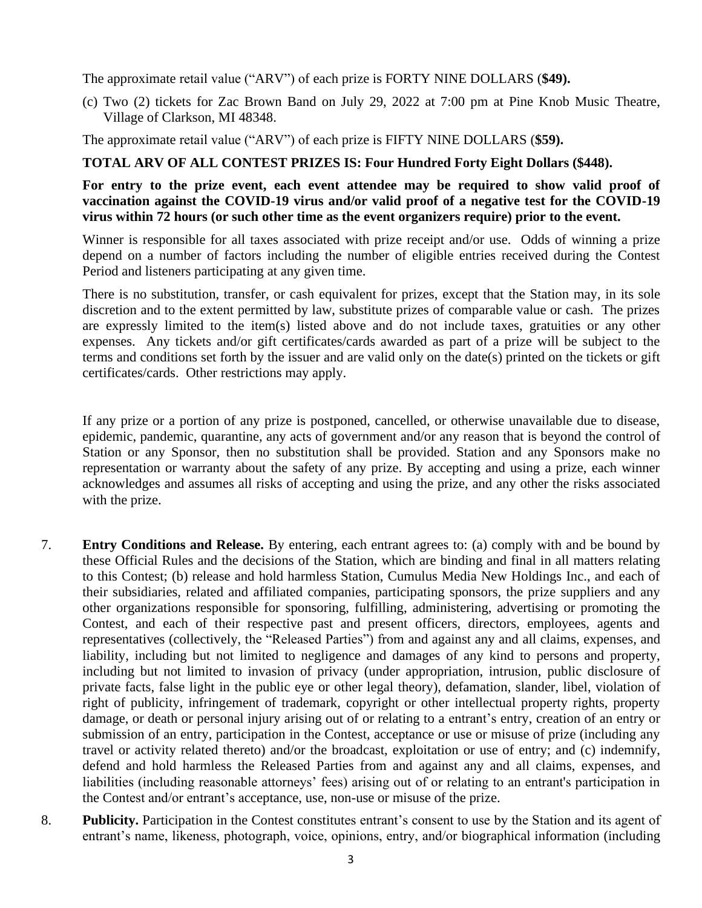The approximate retail value ("ARV") of each prize is FORTY NINE DOLLARS (**$49).**

(c) Two (2) tickets for Zac Brown Band on July 29, 2022 at 7:00 pm at Pine Knob Music Theatre, Village of Clarkson, MI 48348.

The approximate retail value ("ARV") of each prize is FIFTY NINE DOLLARS (**$59).**

**TOTAL ARV OF ALL CONTEST PRIZES IS: Four Hundred Forty Eight Dollars ($448).**

**For entry to the prize event, each event attendee may be required to show valid proof of vaccination against the COVID-19 virus and/or valid proof of a negative test for the COVID-19 virus within 72 hours (or such other time as the event organizers require) prior to the event.**

Winner is responsible for all taxes associated with prize receipt and/or use. Odds of winning a prize depend on a number of factors including the number of eligible entries received during the Contest Period and listeners participating at any given time.

There is no substitution, transfer, or cash equivalent for prizes, except that the Station may, in its sole discretion and to the extent permitted by law, substitute prizes of comparable value or cash. The prizes are expressly limited to the item(s) listed above and do not include taxes, gratuities or any other expenses. Any tickets and/or gift certificates/cards awarded as part of a prize will be subject to the terms and conditions set forth by the issuer and are valid only on the date(s) printed on the tickets or gift certificates/cards. Other restrictions may apply.

If any prize or a portion of any prize is postponed, cancelled, or otherwise unavailable due to disease, epidemic, pandemic, quarantine, any acts of government and/or any reason that is beyond the control of Station or any Sponsor, then no substitution shall be provided. Station and any Sponsors make no representation or warranty about the safety of any prize. By accepting and using a prize, each winner acknowledges and assumes all risks of accepting and using the prize, and any other the risks associated with the prize.

7. **Entry Conditions and Release.** By entering, each entrant agrees to: (a) comply with and be bound by these Official Rules and the decisions of the Station, which are binding and final in all matters relating to this Contest; (b) release and hold harmless Station, Cumulus Media New Holdings Inc., and each of their subsidiaries, related and affiliated companies, participating sponsors, the prize suppliers and any other organizations responsible for sponsoring, fulfilling, administering, advertising or promoting the Contest, and each of their respective past and present officers, directors, employees, agents and representatives (collectively, the "Released Parties") from and against any and all claims, expenses, and liability, including but not limited to negligence and damages of any kind to persons and property, including but not limited to invasion of privacy (under appropriation, intrusion, public disclosure of private facts, false light in the public eye or other legal theory), defamation, slander, libel, violation of right of publicity, infringement of trademark, copyright or other intellectual property rights, property damage, or death or personal injury arising out of or relating to a entrant's entry, creation of an entry or submission of an entry, participation in the Contest, acceptance or use or misuse of prize (including any travel or activity related thereto) and/or the broadcast, exploitation or use of entry; and (c) indemnify, defend and hold harmless the Released Parties from and against any and all claims, expenses, and liabilities (including reasonable attorneys' fees) arising out of or relating to an entrant's participation in the Contest and/or entrant's acceptance, use, non-use or misuse of the prize.

8. **Publicity.** Participation in the Contest constitutes entrant's consent to use by the Station and its agent of entrant's name, likeness, photograph, voice, opinions, entry, and/or biographical information (including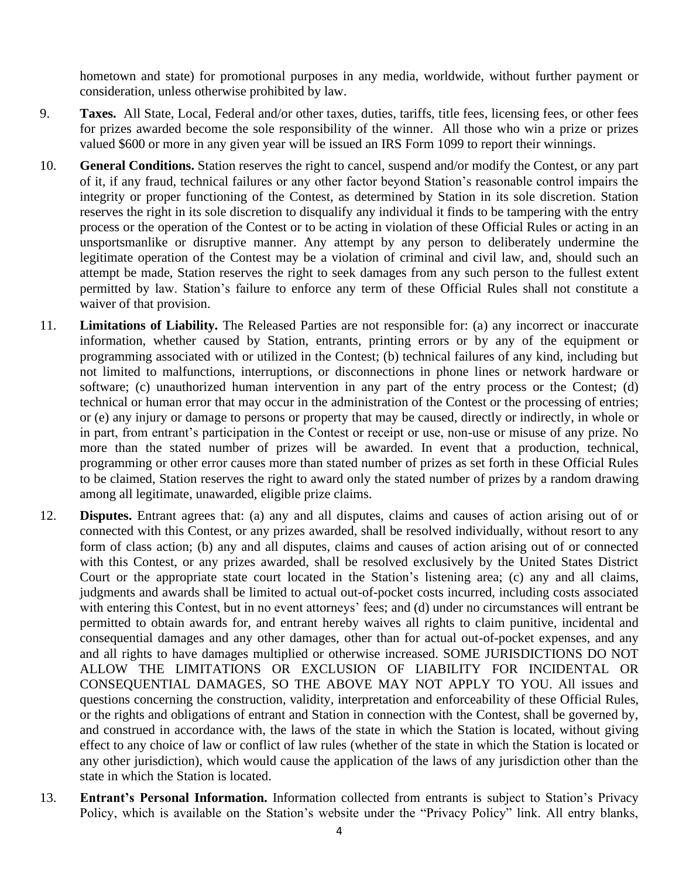hometown and state) for promotional purposes in any media, worldwide, without further payment or consideration, unless otherwise prohibited by law.

9. **Taxes.** All State, Local, Federal and/or other taxes, duties, tariffs, title fees, licensing fees, or other fees for prizes awarded become the sole responsibility of the winner. All those who win a prize or prizes valued $600 or more in any given year will be issued an IRS Form 1099 to report their winnings.

10. **General Conditions.** Station reserves the right to cancel, suspend and/or modify the Contest, or any part of it, if any fraud, technical failures or any other factor beyond Station's reasonable control impairs the integrity or proper functioning of the Contest, as determined by Station in its sole discretion. Station reserves the right in its sole discretion to disqualify any individual it finds to be tampering with the entry process or the operation of the Contest or to be acting in violation of these Official Rules or acting in an unsportsmanlike or disruptive manner. Any attempt by any person to deliberately undermine the legitimate operation of the Contest may be a violation of criminal and civil law, and, should such an attempt be made, Station reserves the right to seek damages from any such person to the fullest extent permitted by law. Station's failure to enforce any term of these Official Rules shall not constitute a waiver of that provision.

11. **Limitations of Liability.** The Released Parties are not responsible for: (a) any incorrect or inaccurate information, whether caused by Station, entrants, printing errors or by any of the equipment or programming associated with or utilized in the Contest; (b) technical failures of any kind, including but not limited to malfunctions, interruptions, or disconnections in phone lines or network hardware or software; (c) unauthorized human intervention in any part of the entry process or the Contest; (d) technical or human error that may occur in the administration of the Contest or the processing of entries; or (e) any injury or damage to persons or property that may be caused, directly or indirectly, in whole or in part, from entrant's participation in the Contest or receipt or use, non-use or misuse of any prize. No more than the stated number of prizes will be awarded. In event that a production, technical, programming or other error causes more than stated number of prizes as set forth in these Official Rules to be claimed, Station reserves the right to award only the stated number of prizes by a random drawing among all legitimate, unawarded, eligible prize claims.

12. **Disputes.** Entrant agrees that: (a) any and all disputes, claims and causes of action arising out of or connected with this Contest, or any prizes awarded, shall be resolved individually, without resort to any form of class action; (b) any and all disputes, claims and causes of action arising out of or connected with this Contest, or any prizes awarded, shall be resolved exclusively by the United States District Court or the appropriate state court located in the Station's listening area; (c) any and all claims, judgments and awards shall be limited to actual out-of-pocket costs incurred, including costs associated with entering this Contest, but in no event attorneys' fees; and (d) under no circumstances will entrant be permitted to obtain awards for, and entrant hereby waives all rights to claim punitive, incidental and consequential damages and any other damages, other than for actual out-of-pocket expenses, and any and all rights to have damages multiplied or otherwise increased. SOME JURISDICTIONS DO NOT ALLOW THE LIMITATIONS OR EXCLUSION OF LIABILITY FOR INCIDENTAL OR CONSEQUENTIAL DAMAGES, SO THE ABOVE MAY NOT APPLY TO YOU. All issues and questions concerning the construction, validity, interpretation and enforceability of these Official Rules, or the rights and obligations of entrant and Station in connection with the Contest, shall be governed by, and construed in accordance with, the laws of the state in which the Station is located, without giving effect to any choice of law or conflict of law rules (whether of the state in which the Station is located or any other jurisdiction), which would cause the application of the laws of any jurisdiction other than the state in which the Station is located.

13. **Entrant's Personal Information.** Information collected from entrants is subject to Station's Privacy Policy, which is available on the Station's website under the "Privacy Policy" link. All entry blanks,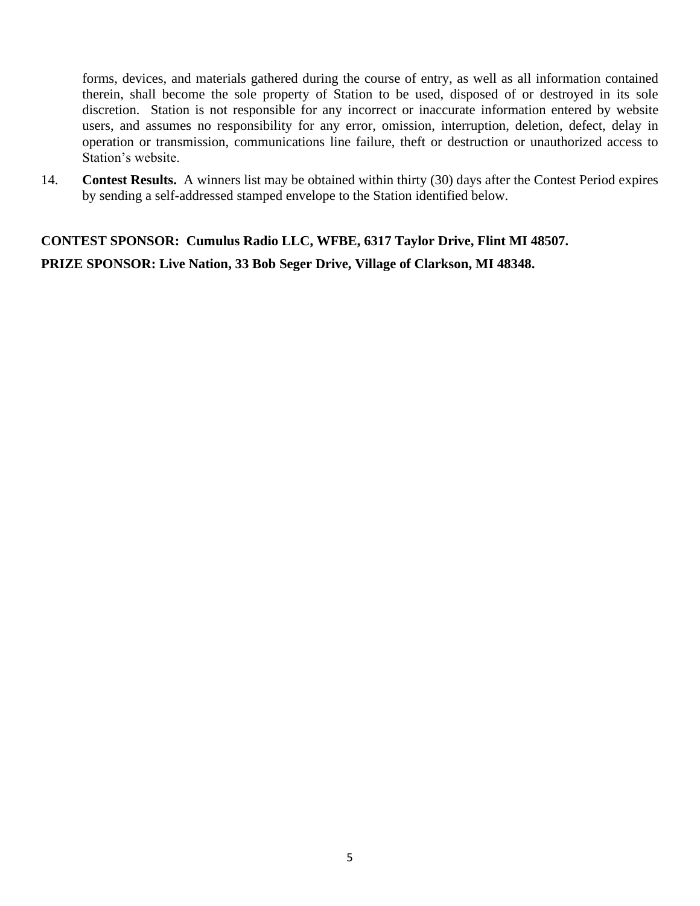forms, devices, and materials gathered during the course of entry, as well as all information contained therein, shall become the sole property of Station to be used, disposed of or destroyed in its sole discretion. Station is not responsible for any incorrect or inaccurate information entered by website users, and assumes no responsibility for any error, omission, interruption, deletion, defect, delay in operation or transmission, communications line failure, theft or destruction or unauthorized access to Station's website.

14. **Contest Results.** A winners list may be obtained within thirty (30) days after the Contest Period expires by sending a self-addressed stamped envelope to the Station identified below.

**CONTEST SPONSOR: Cumulus Radio LLC, WFBE, 6317 Taylor Drive, Flint MI 48507.**

**PRIZE SPONSOR: Live Nation, 33 Bob Seger Drive, Village of Clarkson, MI 48348.**